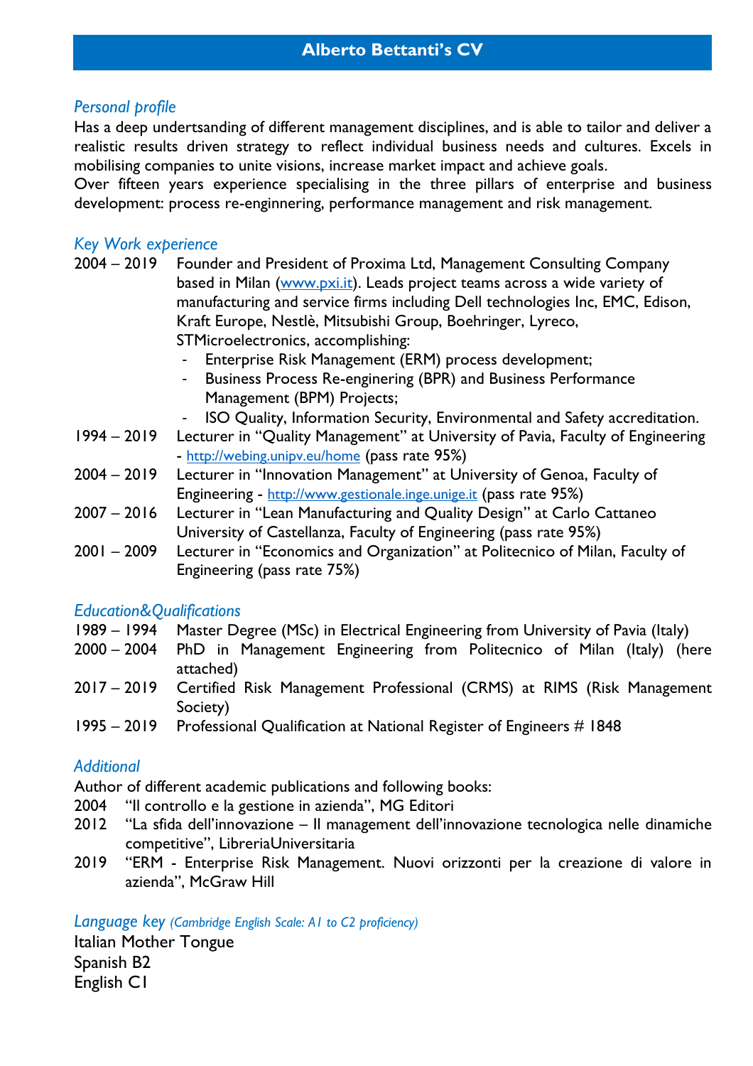# Alberto Bettanti's CV

## *Personal profile*

Has a deep undertsanding of different management disciplines, and is able to tailor and deliver a realistic results driven strategy to reflect individual business needs and cultures. Excels in mobilising companies to unite visions, increase market impact and achieve goals.
Over fifteen years experience specialising in the three pillars of enterprise and business development: process re-enginnering, performance management and risk management.

## *Key Work experience*

2004 – 2019 Founder and President of Proxima Ltd, Management Consulting Company based in Milan (www.pxi.it). Leads project teams across a wide variety of manufacturing and service firms including Dell technologies Inc, EMC, Edison, Kraft Europe, Nestlè, Mitsubishi Group, Boehringer, Lyreco, STMicroelectronics, accomplishing:

- Enterprise Risk Management (ERM) process development;
- Business Process Re-enginering (BPR) and Business Performance Management (BPM) Projects;
- ISO Quality, Information Security, Environmental and Safety accreditation.

1994 – 2019 Lecturer in "Quality Management" at University of Pavia, Faculty of Engineering - http://webing.unipv.eu/home (pass rate 95%)

2004 – 2019 Lecturer in "Innovation Management" at University of Genoa, Faculty of Engineering - http://www.gestionale.inge.unige.it (pass rate 95%)

2007 – 2016 Lecturer in "Lean Manufacturing and Quality Design" at Carlo Cattaneo University of Castellanza, Faculty of Engineering (pass rate 95%)

2001 – 2009 Lecturer in "Economics and Organization" at Politecnico of Milan, Faculty of Engineering (pass rate 75%)

## *Education&Qualifications*

1989 – 1994 Master Degree (MSc) in Electrical Engineering from University of Pavia (Italy)

2000 – 2004 PhD in Management Engineering from Politecnico of Milan (Italy) (here attached)

2017 – 2019 Certified Risk Management Professional (CRMS) at RIMS (Risk Management Society)

1995 – 2019 Professional Qualification at National Register of Engineers # 1848

## *Additional*

Author of different academic publications and following books:

2004 "Il controllo e la gestione in azienda", MG Editori

2012 "La sfida dell'innovazione – Il management dell'innovazione tecnologica nelle dinamiche competitive", LibreriaUniversitaria

2019 "ERM - Enterprise Risk Management. Nuovi orizzonti per la creazione di valore in azienda", McGraw Hill

## *Language key (Cambridge English Scale: A1 to C2 proficiency)*

Italian Mother Tongue
Spanish B2
English C1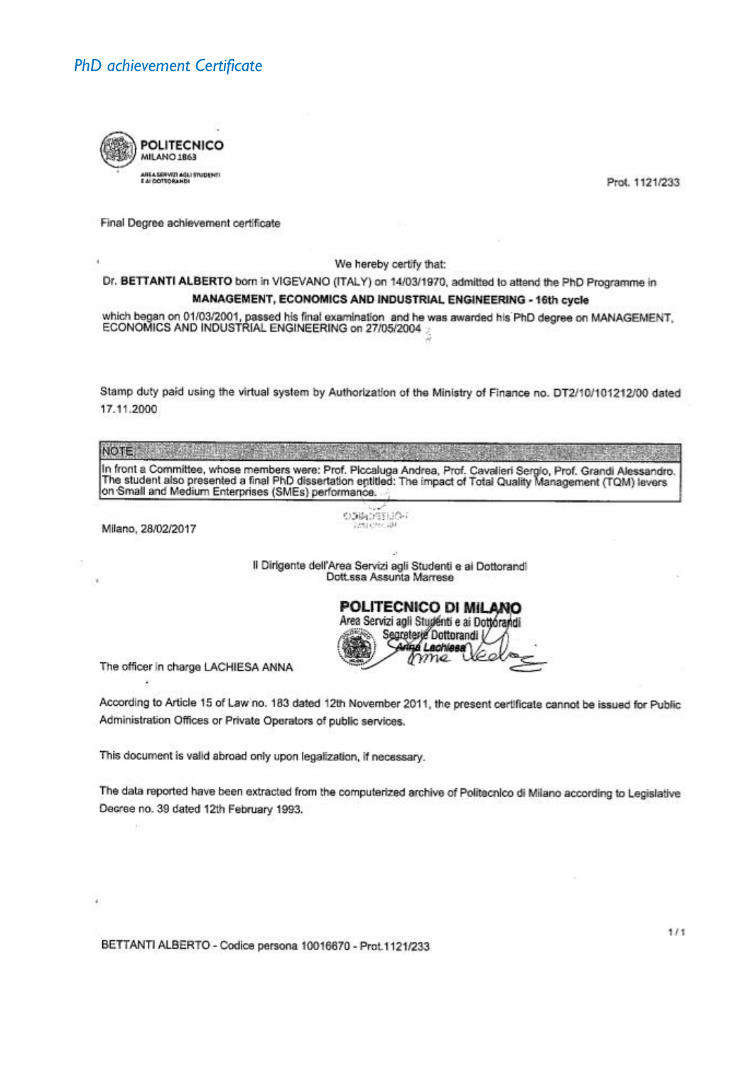*PhD achievement Certificate*

**POLITECNICO**
MILANO 1863
AREA SERVIZI AGLI STUDENTI E AI DOTTORANDI

Prot. 1121/233

Final Degree achievement certificate

We hereby certify that:

Dr. **BETTANTI ALBERTO** born in VIGEVANO (ITALY) on 14/03/1970, admitted to attend the PhD Programme in

**MANAGEMENT, ECONOMICS AND INDUSTRIAL ENGINEERING - 16th cycle**

which began on 01/03/2001, passed his final examination and he was awarded his PhD degree on MANAGEMENT, ECONOMICS AND INDUSTRIAL ENGINEERING on 27/05/2004

Stamp duty paid using the virtual system by Authorization of the Ministry of Finance no. DT2/10/101212/00 dated 17.11.2000

| NOTE |
|---|
| In front a Committee, whose members were: Prof. Piccaluga Andrea, Prof. Cavalieri Sergio, Prof. Grandi Alessandro. The student also presented a final PhD dissertation entitled: The impact of Total Quality Management (TQM) levers on Small and Medium Enterprises (SMEs) performance. |

Milano, 28/02/2017

Il Dirigente dell'Area Servizi agli Studenti e ai Dottorandi
Dott.ssa Assunta Marrese

**POLITECNICO DI MILANO**
Area Servizi agli Studenti e ai Dottorandi
Segreteria Dottorandi
Anna Lachiesa

The officer in charge LACHIESA ANNA

According to Article 15 of Law no. 183 dated 12th November 2011, the present certificate cannot be issued for Public Administration Offices or Private Operators of public services.

This document is valid abroad only upon legalization, if necessary.

The data reported have been extracted from the computerized archive of Politecnico di Milano according to Legislative Decree no. 39 dated 12th February 1993.

BETTANTI ALBERTO - Codice persona 10016670 - Prot.1121/233